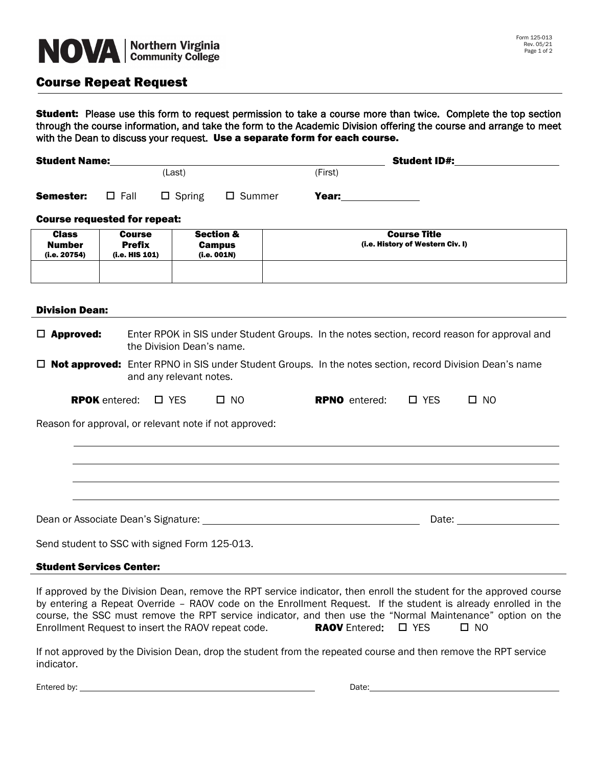NOVA | Northern Virginia Community College

Form 125-013
Rev. 05/21

# Course Repeat Request

**Student:** Please use this form to request permission to take a course more than twice. Complete the top section through the course information, and take the form to the Academic Division offering the course and arrange to meet with the Dean to discuss your request. **Use a separate form for each course.**

**Student Name:** ______________________________ ______________________________ **Student ID#:** ____________________
(Last) (First)

**Semester:** ☐ Fall ☐ Spring ☐ Summer **Year:** ______________

**Course requested for repeat:**

| Class Number (i.e. 20754) | Course Prefix (i.e. HIS 101) | Section & Campus (i.e. 001N) | Course Title (i.e. History of Western Civ. I) |
|---|---|---|---|
| | | | |

## Division Dean:

☐ **Approved:** Enter RPOK in SIS under Student Groups. In the notes section, record reason for approval and the Division Dean's name.

☐ **Not approved:** Enter RPNO in SIS under Student Groups. In the notes section, record Division Dean's name and any relevant notes.

**RPOK** entered: ☐ YES ☐ NO **RPNO** entered: ☐ YES ☐ NO

Reason for approval, or relevant note if not approved:

______________________________________________________________________

______________________________________________________________________

______________________________________________________________________

______________________________________________________________________

Dean or Associate Dean's Signature: ______________________________ Date: ____________________

Send student to SSC with signed Form 125-013.

## Student Services Center:

If approved by the Division Dean, remove the RPT service indicator, then enroll the student for the approved course by entering a Repeat Override – RAOV code on the Enrollment Request. If the student is already enrolled in the course, the SSC must remove the RPT service indicator, and then use the "Normal Maintenance" option on the Enrollment Request to insert the RAOV repeat code. **RAOV** Entered: ☐ YES ☐ NO

If not approved by the Division Dean, drop the student from the repeated course and then remove the RPT service indicator.

Entered by: ______________________________ Date: ______________________________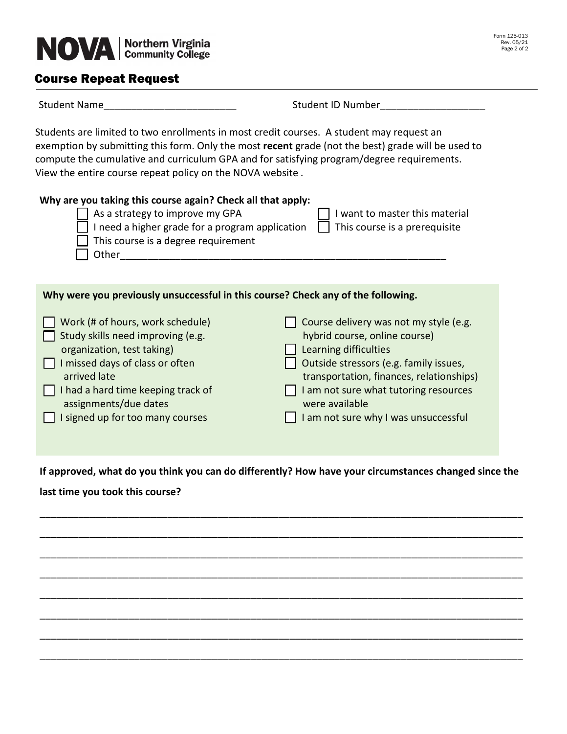# Course Repeat Request

Student Name________________________ Student ID Number__________________

Students are limited to two enrollments in most credit courses. A student may request an exemption by submitting this form. Only the most **recent** grade (not the best) grade will be used to compute the cumulative and curriculum GPA and for satisfying program/degree requirements. View the entire course repeat policy on the NOVA website .

**Why are you taking this course again? Check all that apply:**

- [ ] As a strategy to improve my GPA
- [ ] I want to master this material
- [ ] I need a higher grade for a program application
- [ ] This course is a prerequisite
- [ ] This course is a degree requirement
- [ ] Other____________________________________________________________

**Why were you previously unsuccessful in this course? Check any of the following.**

- [ ] Work (# of hours, work schedule)
- [ ] Study skills need improving (e.g. organization, test taking)
- [ ] I missed days of class or often arrived late
- [ ] I had a hard time keeping track of assignments/due dates
- [ ] I signed up for too many courses
- [ ] Course delivery was not my style (e.g. hybrid course, online course)
- [ ] Learning difficulties
- [ ] Outside stressors (e.g. family issues, transportation, finances, relationships)
- [ ] I am not sure what tutoring resources were available
- [ ] I am not sure why I was unsuccessful

**If approved, what do you think you can do differently? How have your circumstances changed since the last time you took this course?**

______________________________________________________________________________________

______________________________________________________________________________________

______________________________________________________________________________________

______________________________________________________________________________________

______________________________________________________________________________________

______________________________________________________________________________________

______________________________________________________________________________________

______________________________________________________________________________________